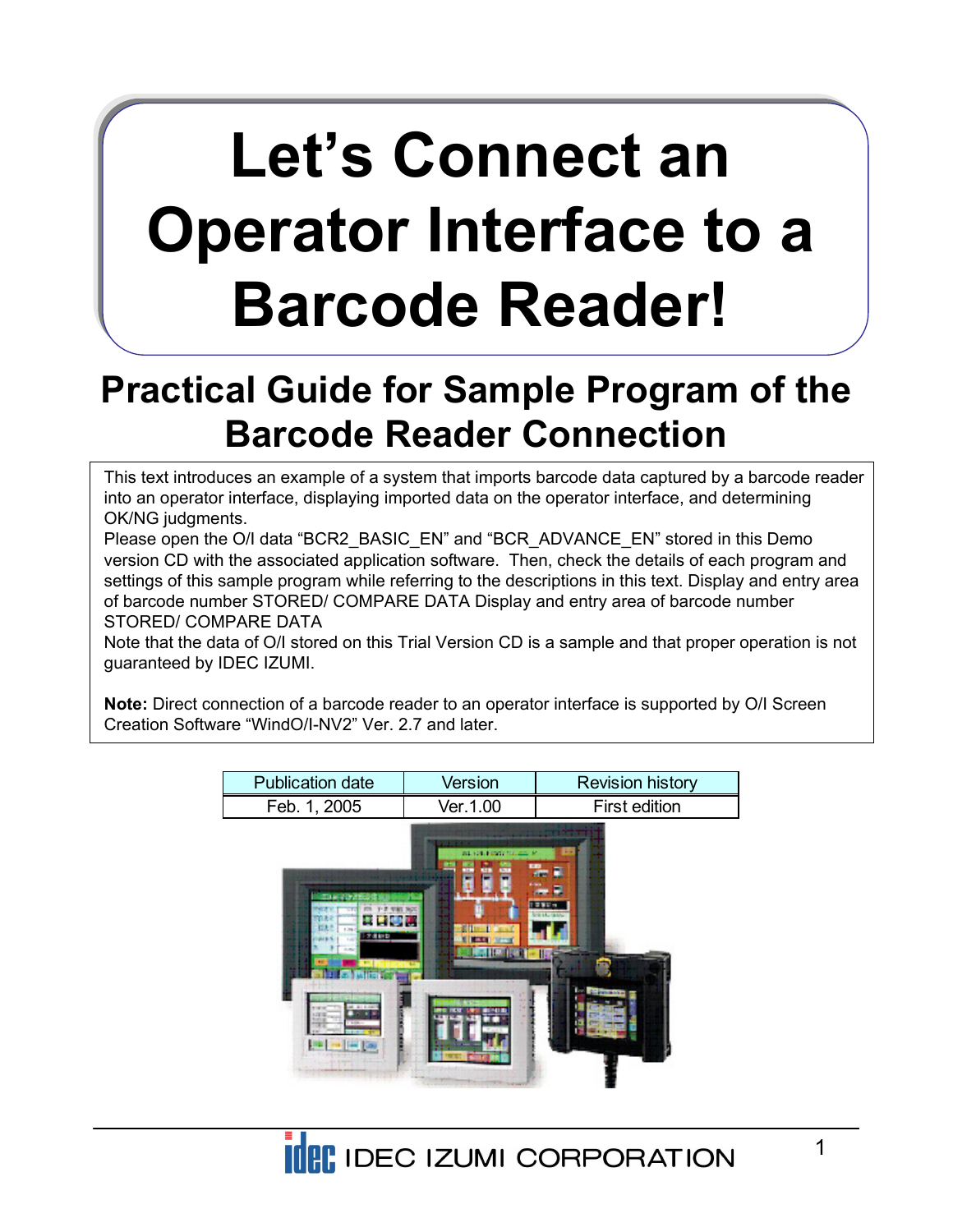# Let's Connect an Operator Interface to a Barcode Reader!

## Practical Guide for Sample Program of the Barcode Reader Connection

This text introduces an example of a system that imports barcode data captured by a barcode reader into an operator interface, displaying imported data on the operator interface, and determining OK/NG judgments.
Please open the O/I data "BCR2_BASIC_EN" and "BCR_ADVANCE_EN" stored in this Demo version CD with the associated application software. Then, check the details of each program and settings of this sample program while referring to the descriptions in this text. Display and entry area of barcode number STORED/ COMPARE DATA Display and entry area of barcode number STORED/ COMPARE DATA
Note that the data of O/I stored on this Trial Version CD is a sample and that proper operation is not guaranteed by IDEC IZUMI.

**Note:** Direct connection of a barcode reader to an operator interface is supported by O/I Screen Creation Software "WindO/I-NV2" Ver. 2.7 and later.

| Publication date | Version | Revision history |
|---|---|---|
| Feb. 1, 2005 | Ver.1.00 | First edition |

IDEC IZUMI CORPORATION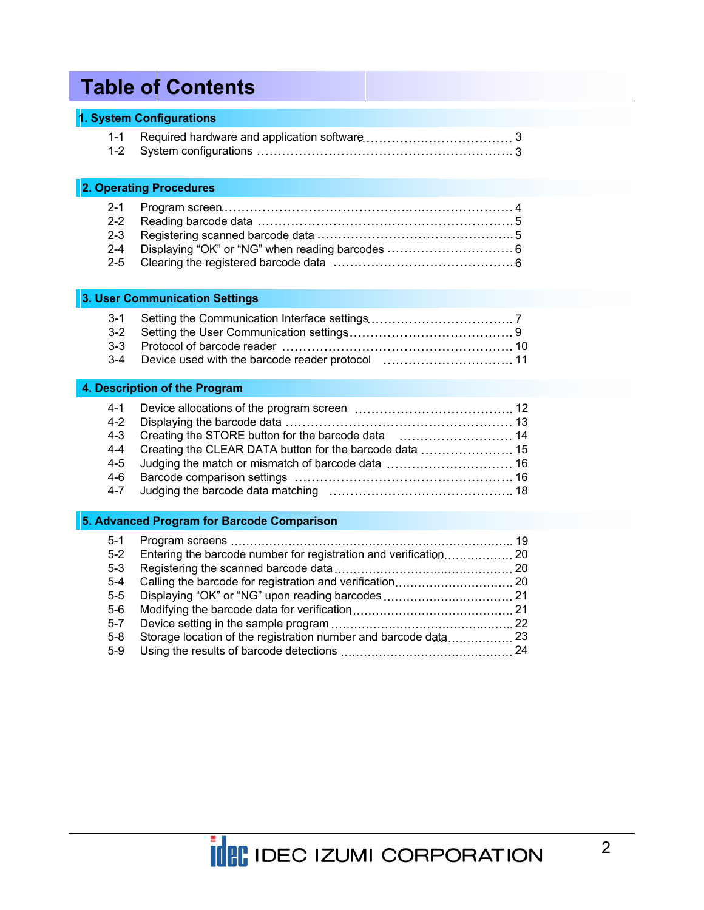# Table of Contents

## 1. System Configurations

1-1 Required hardware and application software ........ 3
1-2 System configurations ........ 3

## 2. Operating Procedures

2-1 Program screen ........ 4
2-2 Reading barcode data ........ 5
2-3 Registering scanned barcode data ........ 5
2-4 Displaying “OK” or “NG” when reading barcodes ........ 6
2-5 Clearing the registered barcode data ........ 6

## 3. User Communication Settings

3-1 Setting the Communication Interface settings ........ 7
3-2 Setting the User Communication settings ........ 9
3-3 Protocol of barcode reader ........ 10
3-4 Device used with the barcode reader protocol ........ 11

## 4. Description of the Program

4-1 Device allocations of the program screen ........ 12
4-2 Displaying the barcode data ........ 13
4-3 Creating the STORE button for the barcode data ........ 14
4-4 Creating the CLEAR DATA button for the barcode data ........ 15
4-5 Judging the match or mismatch of barcode data ........ 16
4-6 Barcode comparison settings ........ 16
4-7 Judging the barcode data matching ........ 18

## 5. Advanced Program for Barcode Comparison

5-1 Program screens ........ 19
5-2 Entering the barcode number for registration and verification ........ 20
5-3 Registering the scanned barcode data ........ 20
5-4 Calling the barcode for registration and verification ........ 20
5-5 Displaying “OK” or “NG” upon reading barcodes ........ 21
5-6 Modifying the barcode data for verification ........ 21
5-7 Device setting in the sample program ........ 22
5-8 Storage location of the registration number and barcode data ........ 23
5-9 Using the results of barcode detections ........ 24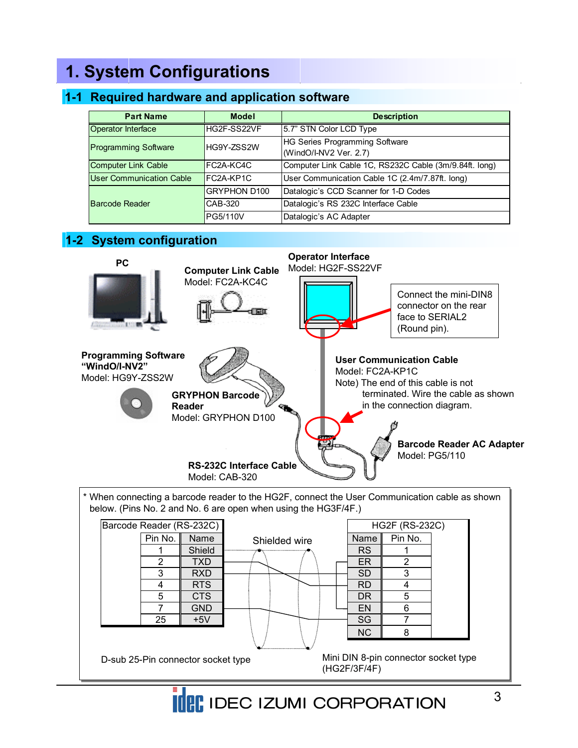# 1. System Configurations

## 1-1 Required hardware and application software

| Part Name | Model | Description |
|---|---|---|
| Operator Interface | HG2F-SS22VF | 5.7" STN Color LCD Type |
| Programming Software | HG9Y-ZSS2W | HG Series Programming Software (WindO/I-NV2 Ver. 2.7) |
| Computer Link Cable | FC2A-KC4C | Computer Link Cable 1C, RS232C Cable (3m/9.84ft. long) |
| User Communication Cable | FC2A-KP1C | User Communication Cable 1C (2.4m/7.87ft. long) |
| Barcode Reader | GRYPHON D100 | Datalogic's CCD Scanner for 1-D Codes |
| | CAB-320 | Datalogic's RS 232C Interface Cable |
| | PG5/110V | Datalogic's AC Adapter |

## 1-2 System configuration

PC

**Computer Link Cable**
Model: FC2A-KC4C

**Operator Interface**
Model: HG2F-SS22VF

Connect the mini-DIN8 connector on the rear face to SERIAL2 (Round pin).

**Programming Software "WindO/I-NV2"**
Model: HG9Y-ZSS2W

**GRYPHON Barcode Reader**
Model: GRYPHON D100

**User Communication Cable**
Model: FC2A-KP1C
Note) The end of this cable is not terminated. Wire the cable as shown in the connection diagram.

**Barcode Reader AC Adapter**
Model: PG5/110

**RS-232C Interface Cable**
Model: CAB-320

\* When connecting a barcode reader to the HG2F, connect the User Communication cable as shown below. (Pins No. 2 and No. 6 are open when using the HG3F/4F.)

Barcode Reader (RS-232C)

| Pin No. | Name |
|---|---|
| 1 | Shield |
| 2 | TXD |
| 3 | RXD |
| 4 | RTS |
| 5 | CTS |
| 7 | GND |
| 25 | +5V |

Shielded wire

HG2F (RS-232C)

| Name | Pin No. |
|---|---|
| RS | 1 |
| ER | 2 |
| SD | 3 |
| RD | 4 |
| DR | 5 |
| EN | 6 |
| SG | 7 |
| NC | 8 |

D-sub 25-Pin connector socket type

Mini DIN 8-pin connector socket type (HG2F/3F/4F)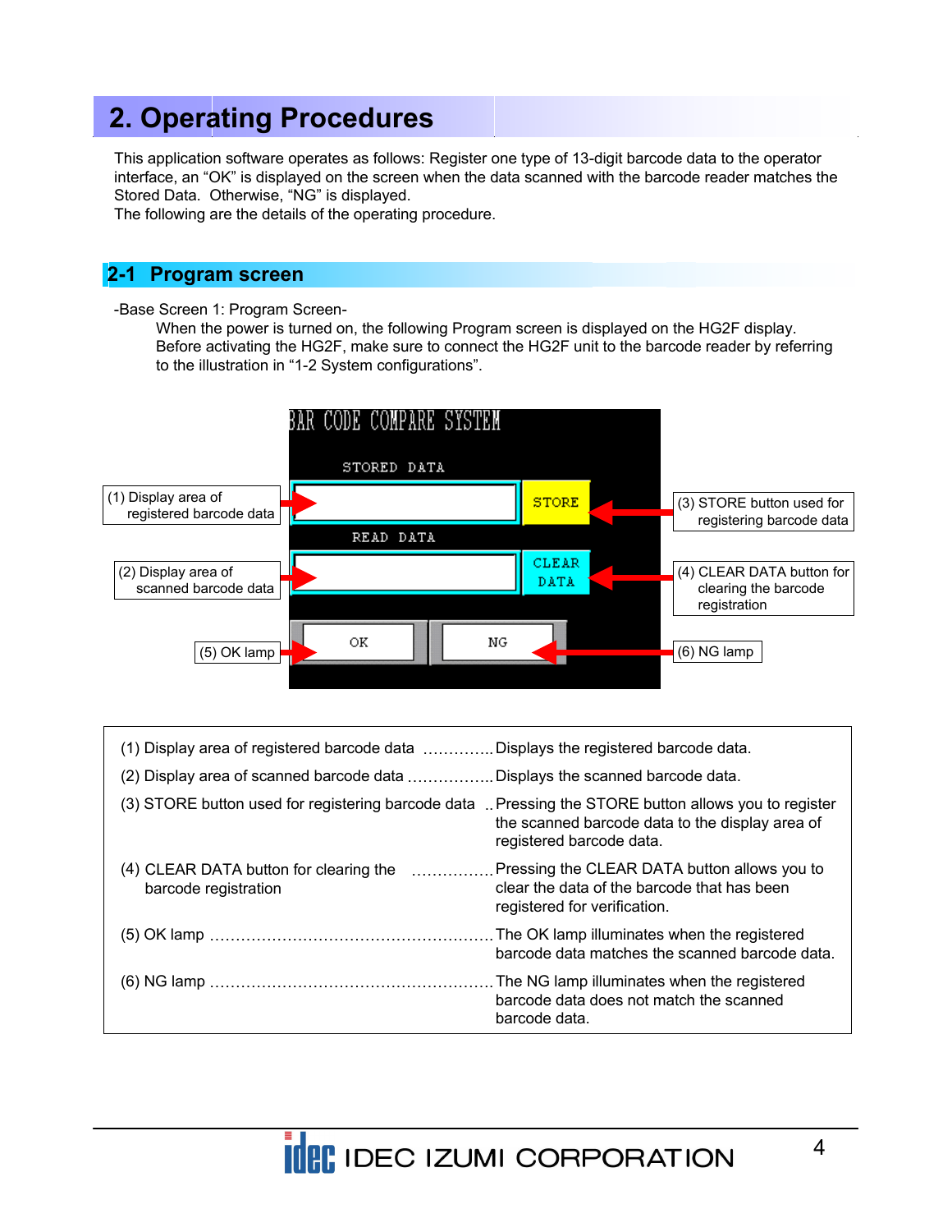# 2. Operating Procedures

This application software operates as follows: Register one type of 13-digit barcode data to the operator interface, an "OK" is displayed on the screen when the data scanned with the barcode reader matches the Stored Data. Otherwise, "NG" is displayed.
The following are the details of the operating procedure.

## 2-1 Program screen

-Base Screen 1: Program Screen-

When the power is turned on, the following Program screen is displayed on the HG2F display. Before activating the HG2F, make sure to connect the HG2F unit to the barcode reader by referring to the illustration in "1-2 System configurations".

BAR CODE COMPARE SYSTEM

STORED DATA

READ DATA

STORE

CLEAR DATA

OK

NG

(1) Display area of registered barcode data

(2) Display area of scanned barcode data

(3) STORE button used for registering barcode data

(4) CLEAR DATA button for clearing the barcode registration

(5) OK lamp

(6) NG lamp

| | |
|---|---|
| (1) Display area of registered barcode data | Displays the registered barcode data. |
| (2) Display area of scanned barcode data | Displays the scanned barcode data. |
| (3) STORE button used for registering barcode data | Pressing the STORE button allows you to register the scanned barcode data to the display area of registered barcode data. |
| (4) CLEAR DATA button for clearing the barcode registration | Pressing the CLEAR DATA button allows you to clear the data of the barcode that has been registered for verification. |
| (5) OK lamp | The OK lamp illuminates when the registered barcode data matches the scanned barcode data. |
| (6) NG lamp | The NG lamp illuminates when the registered barcode data does not match the scanned barcode data. |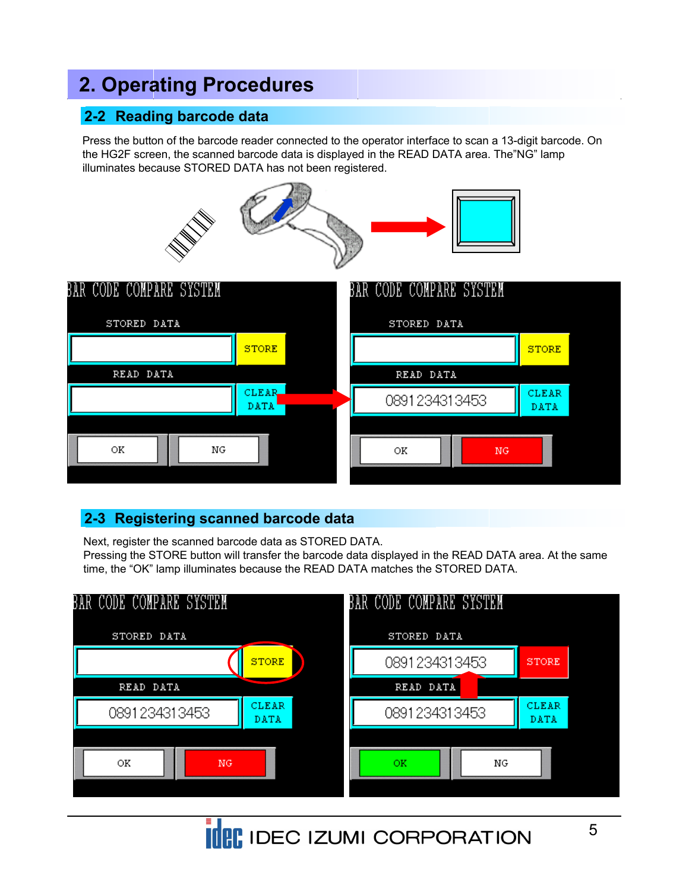# 2. Operating Procedures

## 2-2 Reading barcode data

Press the button of the barcode reader connected to the operator interface to scan a 13-digit barcode. On the HG2F screen, the scanned barcode data is displayed in the READ DATA area. The"NG" lamp illuminates because STORED DATA has not been registered.

## 2-3 Registering scanned barcode data

Next, register the scanned barcode data as STORED DATA.
Pressing the STORE button will transfer the barcode data displayed in the READ DATA area. At the same time, the "OK" lamp illuminates because the READ DATA matches the STORED DATA.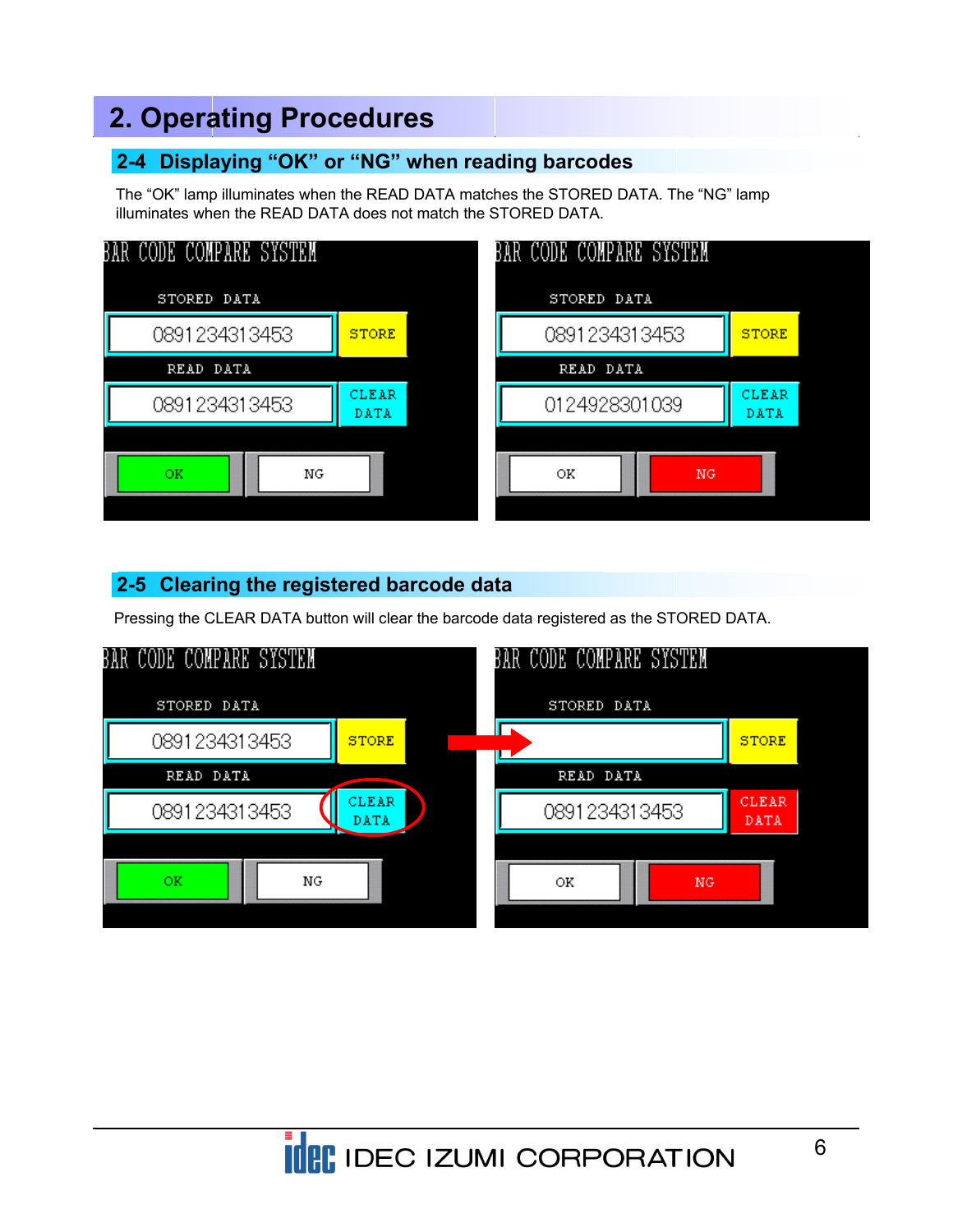# 2. Operating Procedures

## 2-4 Displaying “OK” or “NG” when reading barcodes

The “OK” lamp illuminates when the READ DATA matches the STORED DATA. The “NG” lamp illuminates when the READ DATA does not match the STORED DATA.

## 2-5 Clearing the registered barcode data

Pressing the CLEAR DATA button will clear the barcode data registered as the STORED DATA.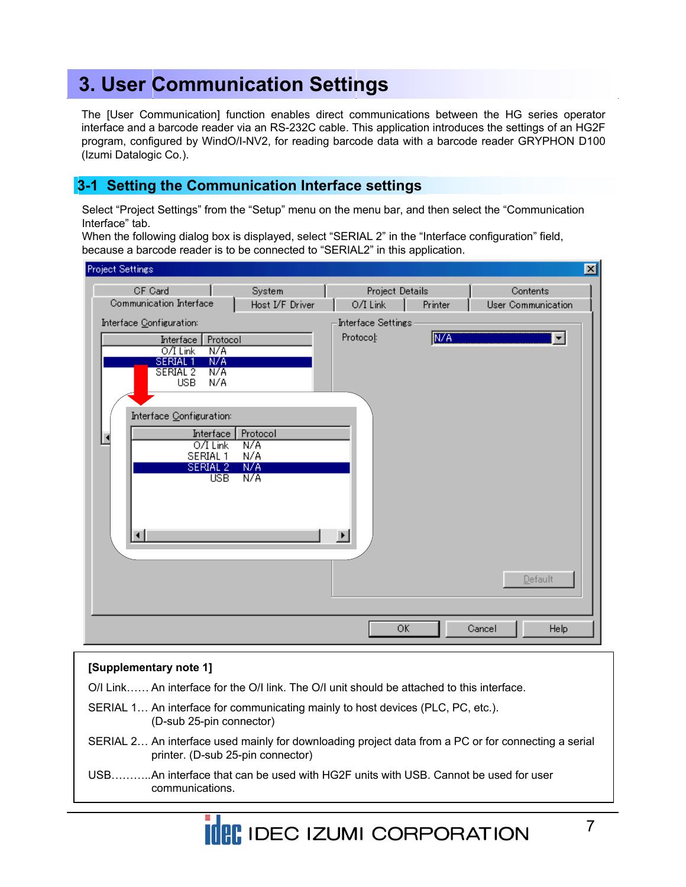# 3. User Communication Settings

The [User Communication] function enables direct communications between the HG series operator interface and a barcode reader via an RS-232C cable. This application introduces the settings of an HG2F program, configured by WindO/I-NV2, for reading barcode data with a barcode reader GRYPHON D100 (Izumi Datalogic Co.).

## 3-1 Setting the Communication Interface settings

Select “Project Settings” from the “Setup” menu on the menu bar, and then select the “Communication Interface” tab.
When the following dialog box is displayed, select “SERIAL 2” in the “Interface configuration” field, because a barcode reader is to be connected to “SERIAL2” in this application.

**[Supplementary note 1]**

O/I Link…… An interface for the O/I link. The O/I unit should be attached to this interface.

SERIAL 1… An interface for communicating mainly to host devices (PLC, PC, etc.). (D-sub 25-pin connector)

SERIAL 2… An interface used mainly for downloading project data from a PC or for connecting a serial printer. (D-sub 25-pin connector)

USB………..An interface that can be used with HG2F units with USB. Cannot be used for user communications.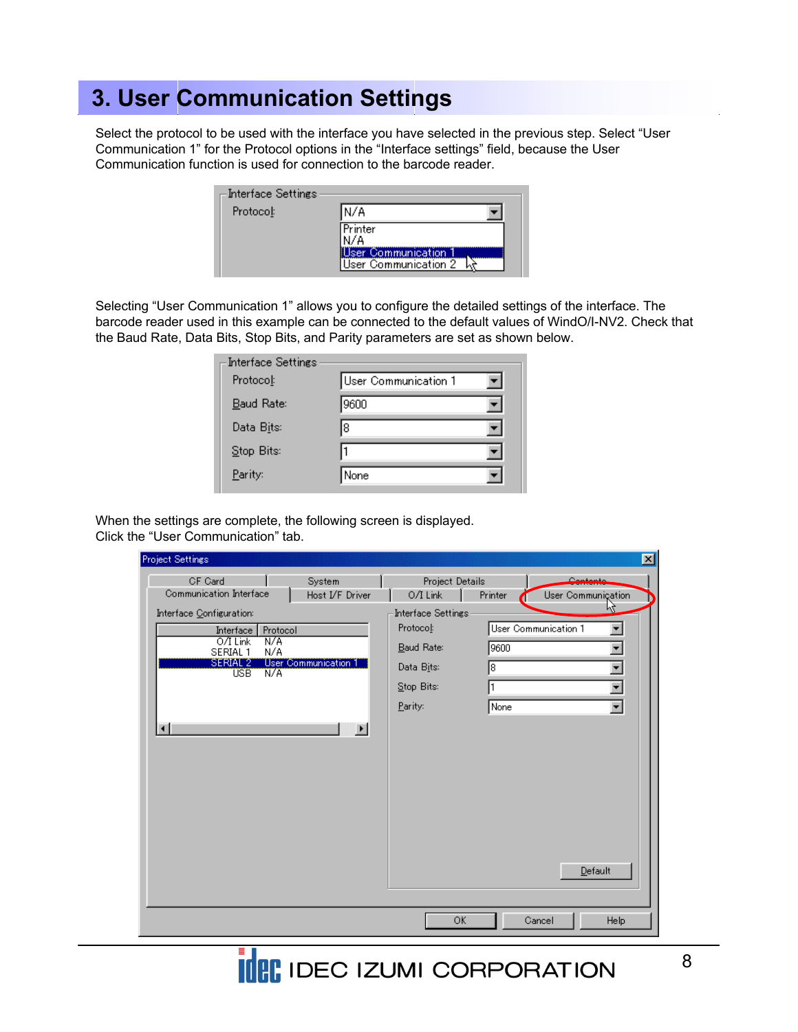# 3. User Communication Settings

Select the protocol to be used with the interface you have selected in the previous step. Select "User Communication 1" for the Protocol options in the "Interface settings" field, because the User Communication function is used for connection to the barcode reader.

Selecting "User Communication 1" allows you to configure the detailed settings of the interface. The barcode reader used in this example can be connected to the default values of WindO/I-NV2. Check that the Baud Rate, Data Bits, Stop Bits, and Parity parameters are set as shown below.

When the settings are complete, the following screen is displayed.
Click the "User Communication" tab.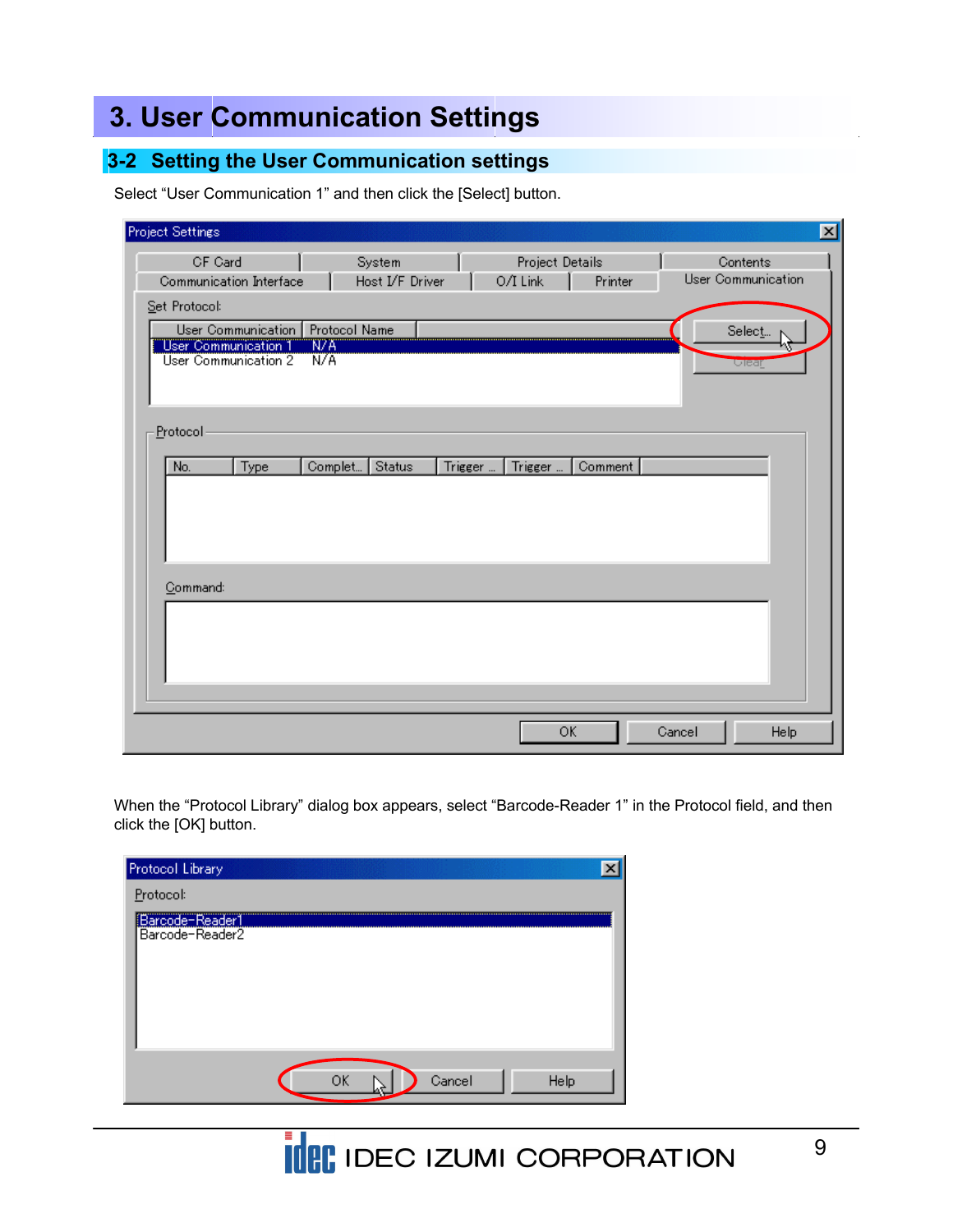# 3. User Communication Settings

## 3-2 Setting the User Communication settings

Select "User Communication 1" and then click the [Select] button.

When the "Protocol Library" dialog box appears, select "Barcode-Reader 1" in the Protocol field, and then click the [OK] button.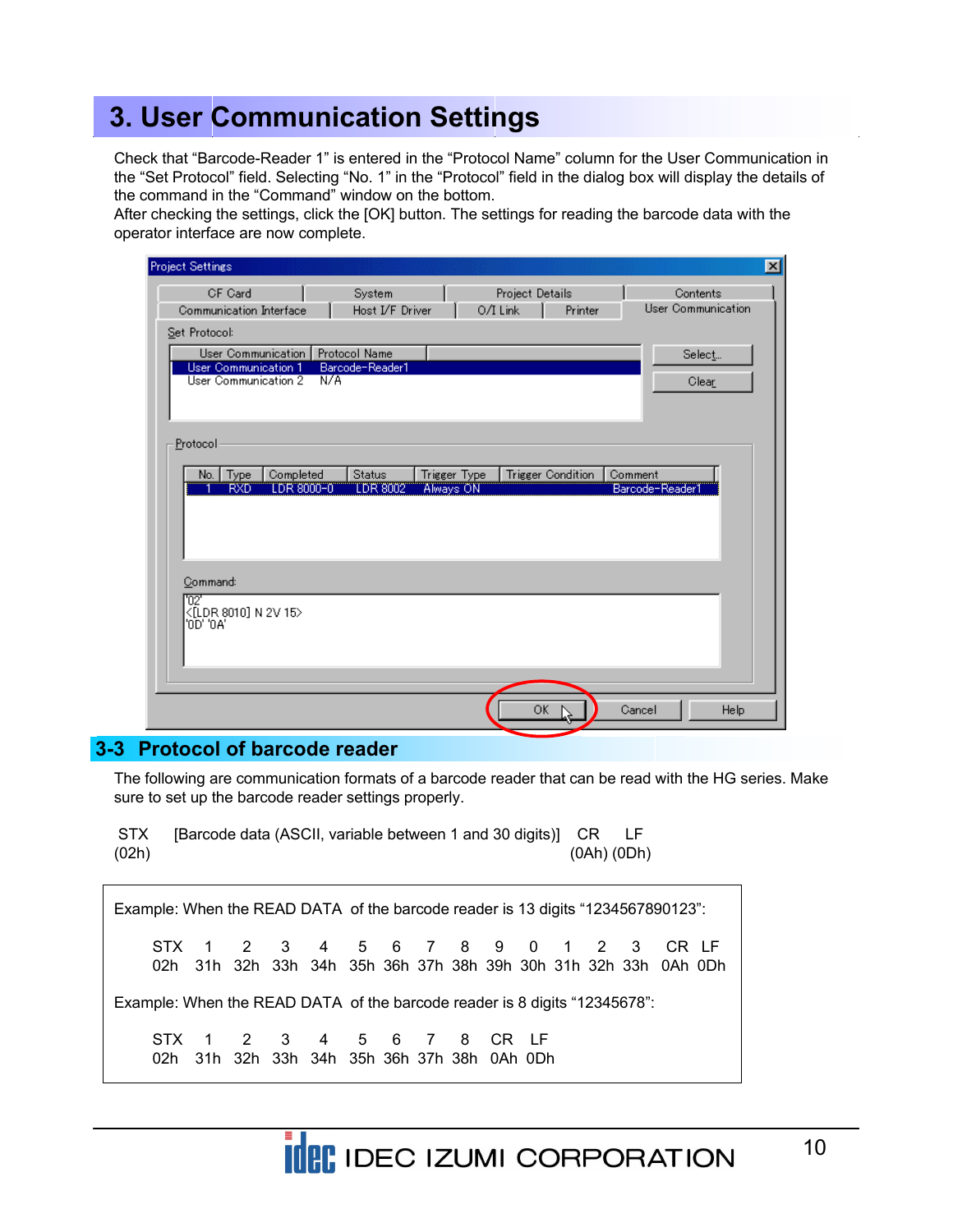# 3. User Communication Settings

Check that "Barcode-Reader 1" is entered in the "Protocol Name" column for the User Communication in the "Set Protocol" field. Selecting "No. 1" in the "Protocol" field in the dialog box will display the details of the command in the "Command" window on the bottom.
After checking the settings, click the [OK] button. The settings for reading the barcode data with the operator interface are now complete.

## 3-3 Protocol of barcode reader

The following are communication formats of a barcode reader that can be read with the HG series. Make sure to set up the barcode reader settings properly.

| STX | [Barcode data (ASCII, variable between 1 and 30 digits)] | CR | LF |
|---|---|---|---|
| (02h) | | (0Ah) | (0Dh) |

Example: When the READ DATA of the barcode reader is 13 digits "1234567890123":

| STX | 1 | 2 | 3 | 4 | 5 | 6 | 7 | 8 | 9 | 0 | 1 | 2 | 3 | CR | LF |
|---|---|---|---|---|---|---|---|---|---|---|---|---|---|---|---|
| 02h | 31h | 32h | 33h | 34h | 35h | 36h | 37h | 38h | 39h | 30h | 31h | 32h | 33h | 0Ah | 0Dh |

Example: When the READ DATA of the barcode reader is 8 digits "12345678":

| STX | 1 | 2 | 3 | 4 | 5 | 6 | 7 | 8 | CR | LF |
|---|---|---|---|---|---|---|---|---|---|---|
| 02h | 31h | 32h | 33h | 34h | 35h | 36h | 37h | 38h | 0Ah | 0Dh |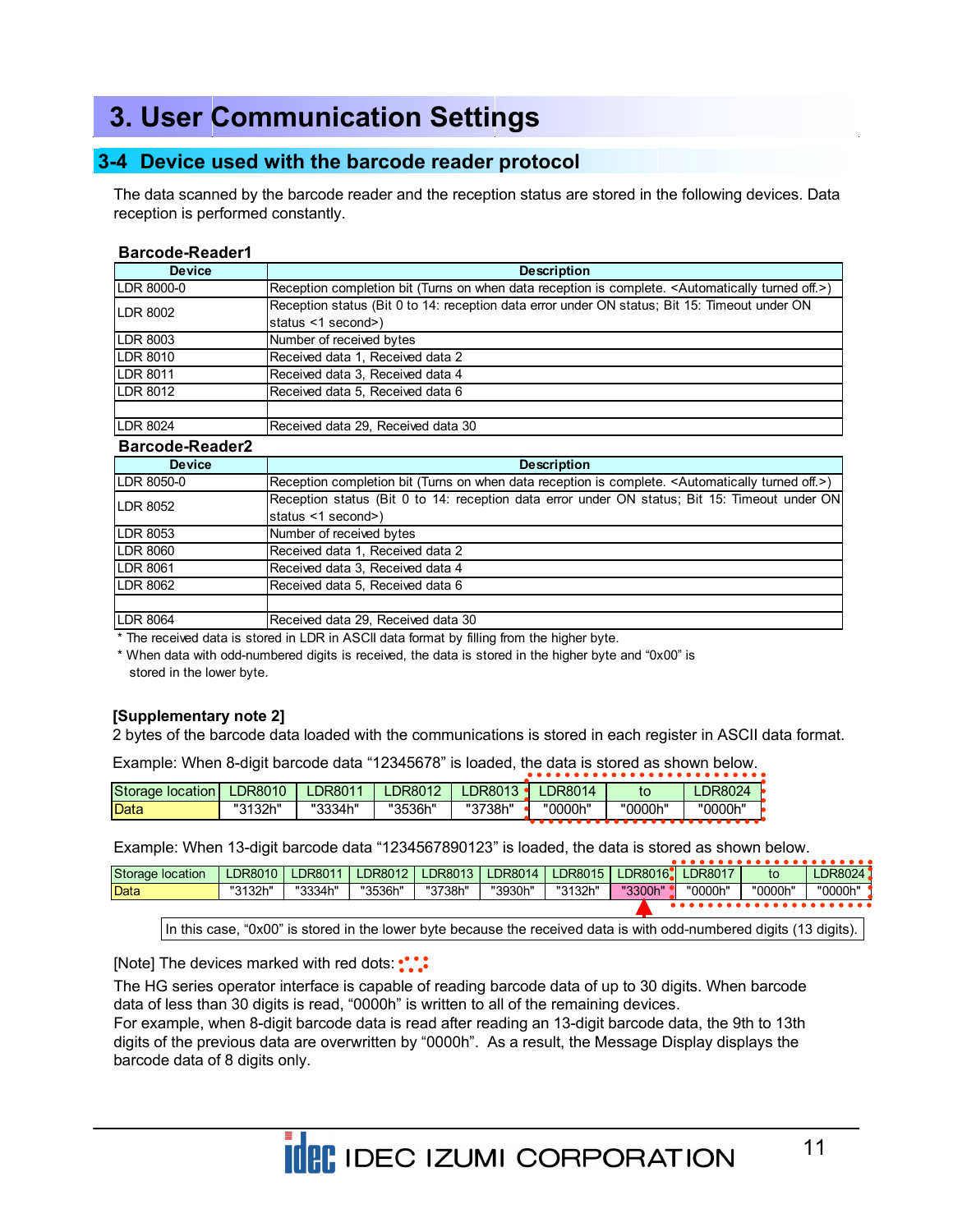// The Reader1 and Reader2 tables include an empty row to match the visible blank row on the page.
# 3. User Communication Settings

## 3-4 Device used with the barcode reader protocol

The data scanned by the barcode reader and the reception status are stored in the following devices. Data reception is performed constantly.

**Barcode-Reader1**

| Device | Description |
|---|---|
| LDR 8000-0 | Reception completion bit (Turns on when data reception is complete. <Automatically turned off.>) |
| LDR 8002 | Reception status (Bit 0 to 14: reception data error under ON status; Bit 15: Timeout under ON status <1 second>) |
| LDR 8003 | Number of received bytes |
| LDR 8010 | Received data 1, Received data 2 |
| LDR 8011 | Received data 3, Received data 4 |
| LDR 8012 | Received data 5, Received data 6 |
| | |
| LDR 8024 | Received data 29, Received data 30 |

**Barcode-Reader2**

| Device | Description |
|---|---|
| LDR 8050-0 | Reception completion bit (Turns on when data reception is complete. <Automatically turned off.>) |
| LDR 8052 | Reception status (Bit 0 to 14: reception data error under ON status; Bit 15: Timeout under ON status <1 second>) |
| LDR 8053 | Number of received bytes |
| LDR 8060 | Received data 1, Received data 2 |
| LDR 8061 | Received data 3, Received data 4 |
| LDR 8062 | Received data 5, Received data 6 |
| | |
| LDR 8064 | Received data 29, Received data 30 |

* The received data is stored in LDR in ASCII data format by filling from the higher byte.
* When data with odd-numbered digits is received, the data is stored in the higher byte and "0x00" is stored in the lower byte.

**[Supplementary note 2]**

2 bytes of the barcode data loaded with the communications is stored in each register in ASCII data format.

Example: When 8-digit barcode data "12345678" is loaded, the data is stored as shown below.

| Storage location | LDR8010 | LDR8011 | LDR8012 | LDR8013 | LDR8014 | to | LDR8024 |
|---|---|---|---|---|---|---|---|
| Data | "3132h" | "3334h" | "3536h" | "3738h" | "0000h" | "0000h" | "0000h" |

Example: When 13-digit barcode data "1234567890123" is loaded, the data is stored as shown below.

| Storage location | LDR8010 | LDR8011 | LDR8012 | LDR8013 | LDR8014 | LDR8015 | LDR8016 | LDR8017 | to | LDR8024 |
|---|---|---|---|---|---|---|---|---|---|---|
| Data | "3132h" | "3334h" | "3536h" | "3738h" | "3930h" | "3132h" | "3300h" | "0000h" | "0000h" | "0000h" |

In this case, "0x00" is stored in the lower byte because the received data is with odd-numbered digits (13 digits).

[Note] The devices marked with red dots:

The HG series operator interface is capable of reading barcode data of up to 30 digits. When barcode data of less than 30 digits is read, "0000h" is written to all of the remaining devices.
For example, when 8-digit barcode data is read after reading an 13-digit barcode data, the 9th to 13th digits of the previous data are overwritten by "0000h". As a result, the Message Display displays the barcode data of 8 digits only.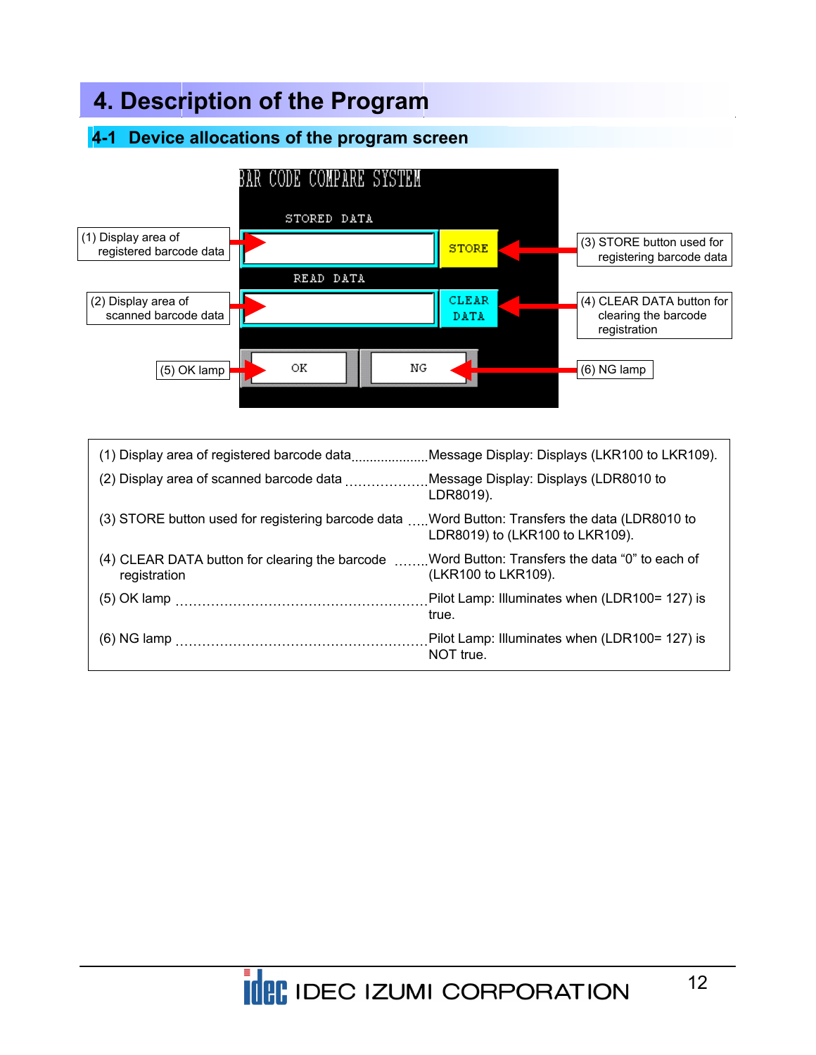# 4. Description of the Program

## 4-1 Device allocations of the program screen

| Item | Description |
| --- | --- |
| (1) Display area of registered barcode data | Message Display: Displays (LKR100 to LKR109). |
| (2) Display area of scanned barcode data | Message Display: Displays (LDR8010 to LDR8019). |
| (3) STORE button used for registering barcode data | Word Button: Transfers the data (LDR8010 to LDR8019) to (LKR100 to LKR109). |
| (4) CLEAR DATA button for clearing the barcode registration | Word Button: Transfers the data "0" to each of (LKR100 to LKR109). |
| (5) OK lamp | Pilot Lamp: Illuminates when (LDR100= 127) is true. |
| (6) NG lamp | Pilot Lamp: Illuminates when (LDR100= 127) is NOT true. |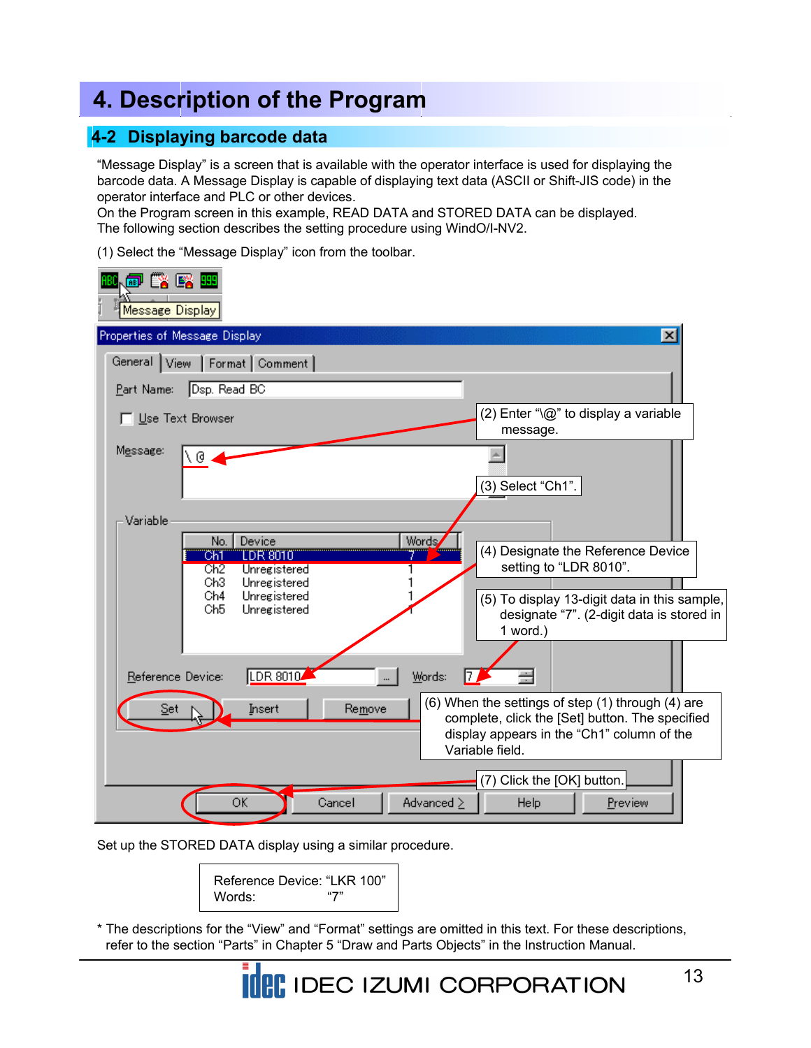# 4. Description of the Program

## 4-2 Displaying barcode data

"Message Display" is a screen that is available with the operator interface is used for displaying the barcode data. A Message Display is capable of displaying text data (ASCII or Shift-JIS code) in the operator interface and PLC or other devices.
On the Program screen in this example, READ DATA and STORED DATA can be displayed.
The following section describes the setting procedure using WindO/I-NV2.

(1) Select the "Message Display" icon from the toolbar.

Message Display

Properties of Message Display

General | View | Format | Comment

Part Name: Dsp. Read BC

Use Text Browser

Message: \@

(2) Enter "\@" to display a variable message.

(3) Select "Ch1".

Variable

| No. | Device | Words |
|---|---|---|
| Ch1 | LDR 8010 | 7 |
| Ch2 | Unregistered | 1 |
| Ch3 | Unregistered | 1 |
| Ch4 | Unregistered | 1 |
| Ch5 | Unregistered | 1 |

(4) Designate the Reference Device setting to "LDR 8010".

(5) To display 13-digit data in this sample, designate "7". (2-digit data is stored in 1 word.)

Reference Device: LDR 8010 Words: 7

Set | Insert | Remove

(6) When the settings of step (1) through (4) are complete, click the [Set] button. The specified display appears in the "Ch1" column of the Variable field.

(7) Click the [OK] button.

OK | Cancel | Advanced > | Help | Preview

Set up the STORED DATA display using a similar procedure.

| | |
|---|---|
| Reference Device: | "LKR 100" |
| Words: | "7" |

\* The descriptions for the "View" and "Format" settings are omitted in this text. For these descriptions, refer to the section "Parts" in Chapter 5 "Draw and Parts Objects" in the Instruction Manual.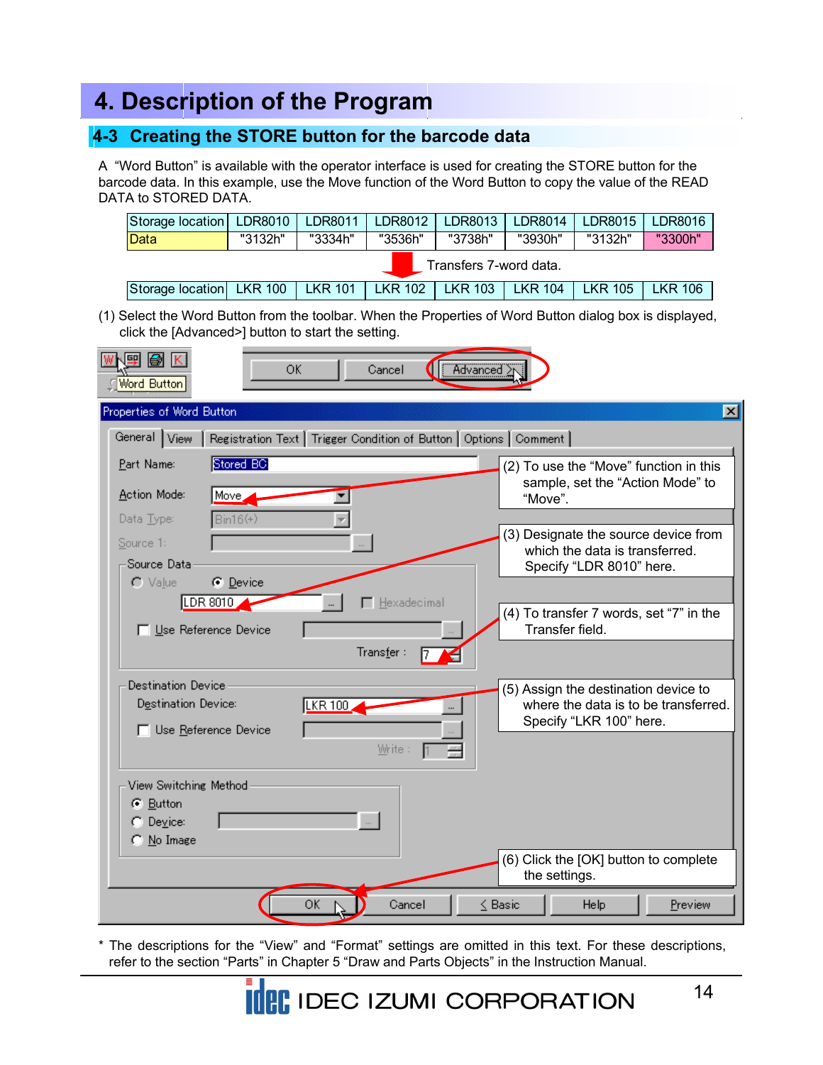# 4. Description of the Program

## 4-3 Creating the STORE button for the barcode data

A "Word Button" is available with the operator interface is used for creating the STORE button for the barcode data. In this example, use the Move function of the Word Button to copy the value of the READ DATA to STORED DATA.

| Storage location | LDR8010 | LDR8011 | LDR8012 | LDR8013 | LDR8014 | LDR8015 | LDR8016 |
|---|---|---|---|---|---|---|---|
| Data | "3132h" | "3334h" | "3536h" | "3738h" | "3930h" | "3132h" | "3300h" |

Transfers 7-word data.

| Storage location | LKR 100 | LKR 101 | LKR 102 | LKR 103 | LKR 104 | LKR 105 | LKR 106 |
|---|---|---|---|---|---|---|---|

(1) Select the Word Button from the toolbar. When the Properties of Word Button dialog box is displayed, click the [Advanced>] button to start the setting.

(2) To use the "Move" function in this sample, set the "Action Mode" to "Move".

(3) Designate the source device from which the data is transferred. Specify "LDR 8010" here.

(4) To transfer 7 words, set "7" in the Transfer field.

(5) Assign the destination device to where the data is to be transferred. Specify "LKR 100" here.

(6) Click the [OK] button to complete the settings.

\* The descriptions for the "View" and "Format" settings are omitted in this text. For these descriptions, refer to the section "Parts" in Chapter 5 "Draw and Parts Objects" in the Instruction Manual.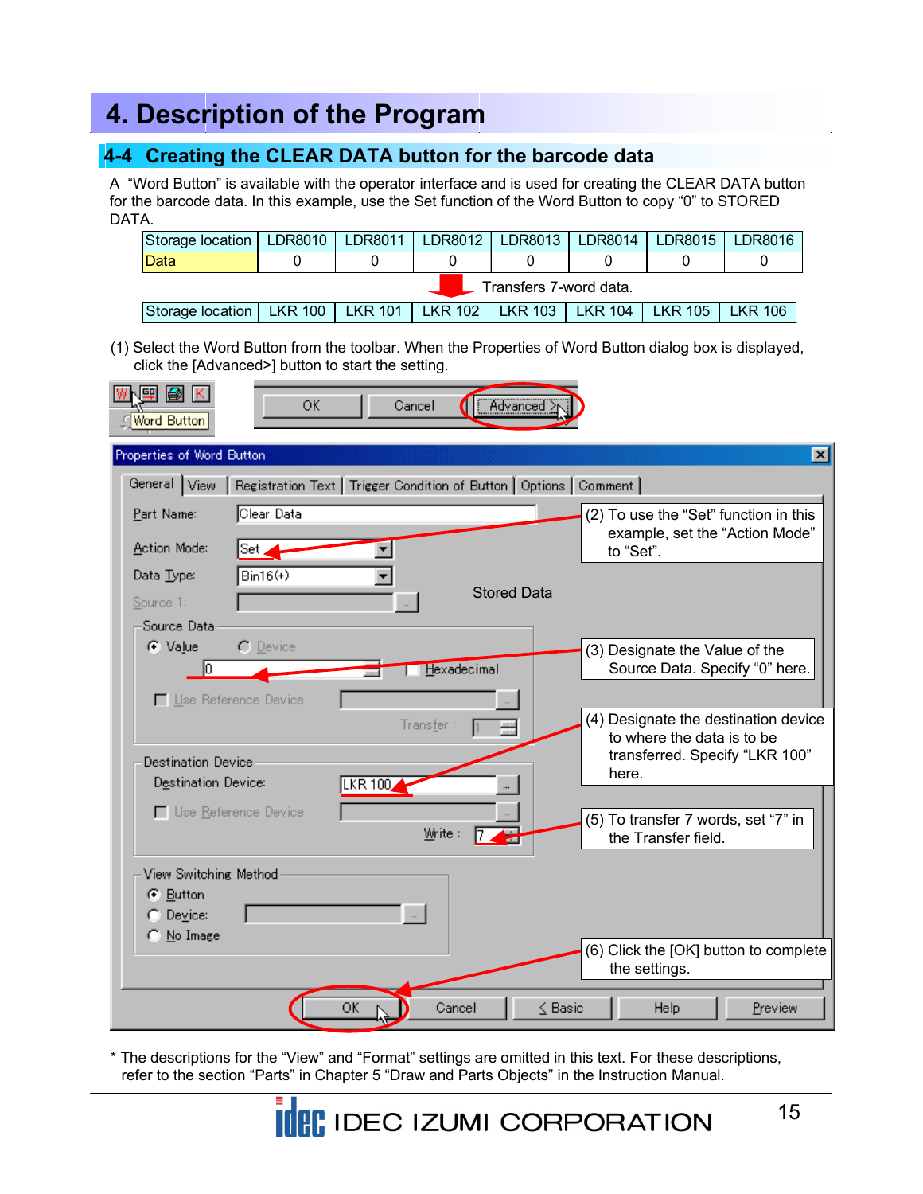# 4. Description of the Program

## 4-4 Creating the CLEAR DATA button for the barcode data

A "Word Button" is available with the operator interface and is used for creating the CLEAR DATA button for the barcode data. In this example, use the Set function of the Word Button to copy "0" to STORED DATA.

| Storage location | LDR8010 | LDR8011 | LDR8012 | LDR8013 | LDR8014 | LDR8015 | LDR8016 |
|---|---|---|---|---|---|---|---|
| Data | 0 | 0 | 0 | 0 | 0 | 0 | 0 |

Transfers 7-word data.

| Storage location | LKR 100 | LKR 101 | LKR 102 | LKR 103 | LKR 104 | LKR 105 | LKR 106 |
|---|---|---|---|---|---|---|---|

(1) Select the Word Button from the toolbar. When the Properties of Word Button dialog box is displayed, click the [Advanced>] button to start the setting.

(2) To use the "Set" function in this example, set the "Action Mode" to "Set".

Stored Data

(3) Designate the Value of the Source Data. Specify "0" here.

(4) Designate the destination device to where the data is to be transferred. Specify "LKR 100" here.

(5) To transfer 7 words, set "7" in the Transfer field.

(6) Click the [OK] button to complete the settings.

\* The descriptions for the "View" and "Format" settings are omitted in this text. For these descriptions, refer to the section "Parts" in Chapter 5 "Draw and Parts Objects" in the Instruction Manual.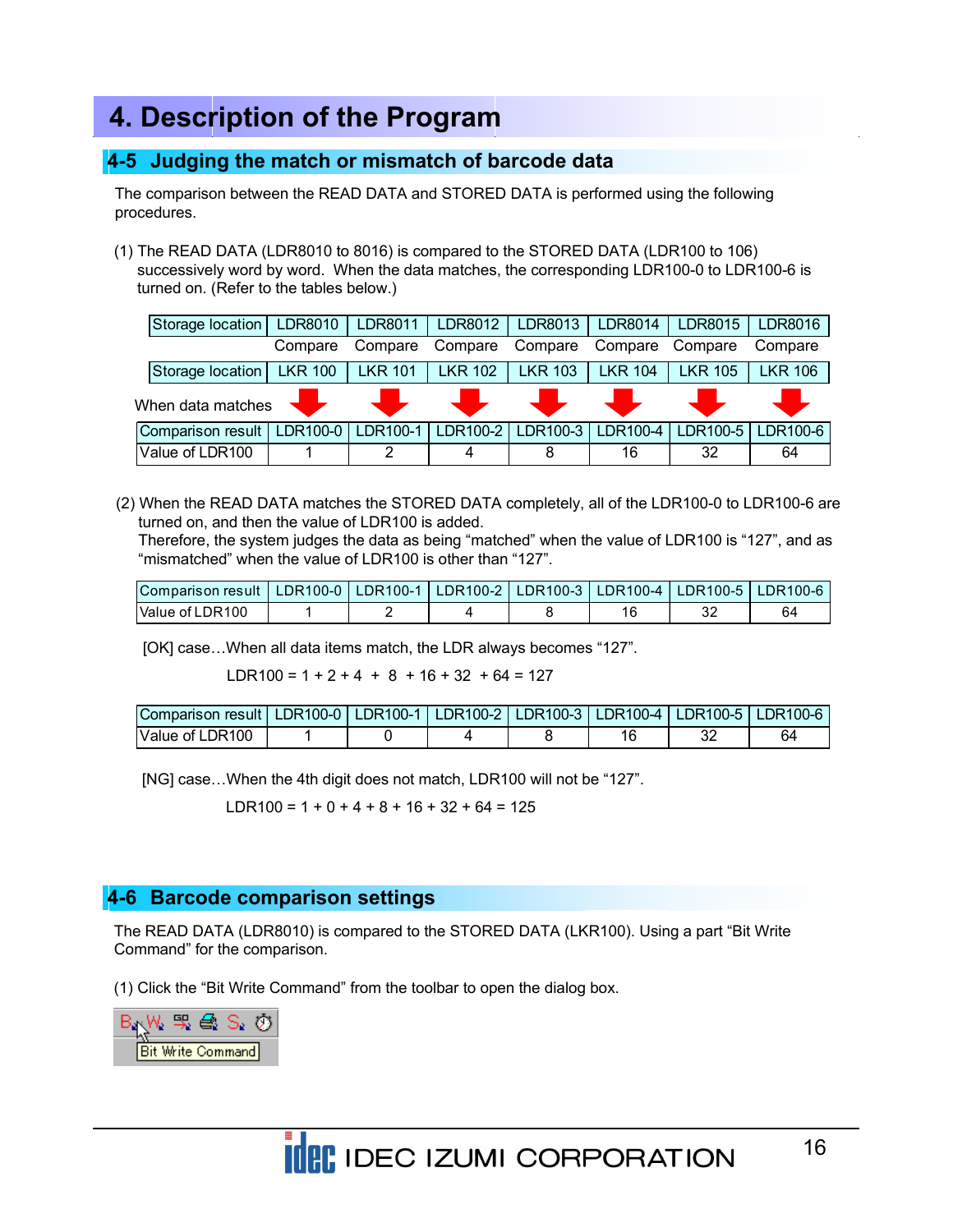# 4. Description of the Program

## 4-5 Judging the match or mismatch of barcode data

The comparison between the READ DATA and STORED DATA is performed using the following procedures.

(1) The READ DATA (LDR8010 to 8016) is compared to the STORED DATA (LDR100 to 106) successively word by word. When the data matches, the corresponding LDR100-0 to LDR100-6 is turned on. (Refer to the tables below.)

| Storage location | LDR8010 | LDR8011 | LDR8012 | LDR8013 | LDR8014 | LDR8015 | LDR8016 |
|---|---|---|---|---|---|---|---|
| | Compare | Compare | Compare | Compare | Compare | Compare | Compare |
| Storage location | LKR 100 | LKR 101 | LKR 102 | LKR 103 | LKR 104 | LKR 105 | LKR 106 |

When data matches

| Comparison result | LDR100-0 | LDR100-1 | LDR100-2 | LDR100-3 | LDR100-4 | LDR100-5 | LDR100-6 |
|---|---|---|---|---|---|---|---|
| Value of LDR100 | 1 | 2 | 4 | 8 | 16 | 32 | 64 |

(2) When the READ DATA matches the STORED DATA completely, all of the LDR100-0 to LDR100-6 are turned on, and then the value of LDR100 is added.
Therefore, the system judges the data as being "matched" when the value of LDR100 is "127", and as "mismatched" when the value of LDR100 is other than "127".

| Comparison result | LDR100-0 | LDR100-1 | LDR100-2 | LDR100-3 | LDR100-4 | LDR100-5 | LDR100-6 |
|---|---|---|---|---|---|---|---|
| Value of LDR100 | 1 | 2 | 4 | 8 | 16 | 32 | 64 |

[OK] case…When all data items match, the LDR always becomes "127".

LDR100 = 1 + 2 + 4 + 8 + 16 + 32 + 64 = 127

| Comparison result | LDR100-0 | LDR100-1 | LDR100-2 | LDR100-3 | LDR100-4 | LDR100-5 | LDR100-6 |
|---|---|---|---|---|---|---|---|
| Value of LDR100 | 1 | 0 | 4 | 8 | 16 | 32 | 64 |

[NG] case…When the 4th digit does not match, LDR100 will not be "127".

LDR100 = 1 + 0 + 4 + 8 + 16 + 32 + 64 = 125

## 4-6 Barcode comparison settings

The READ DATA (LDR8010) is compared to the STORED DATA (LKR100). Using a part "Bit Write Command" for the comparison.

(1) Click the "Bit Write Command" from the toolbar to open the dialog box.

Bit Write Command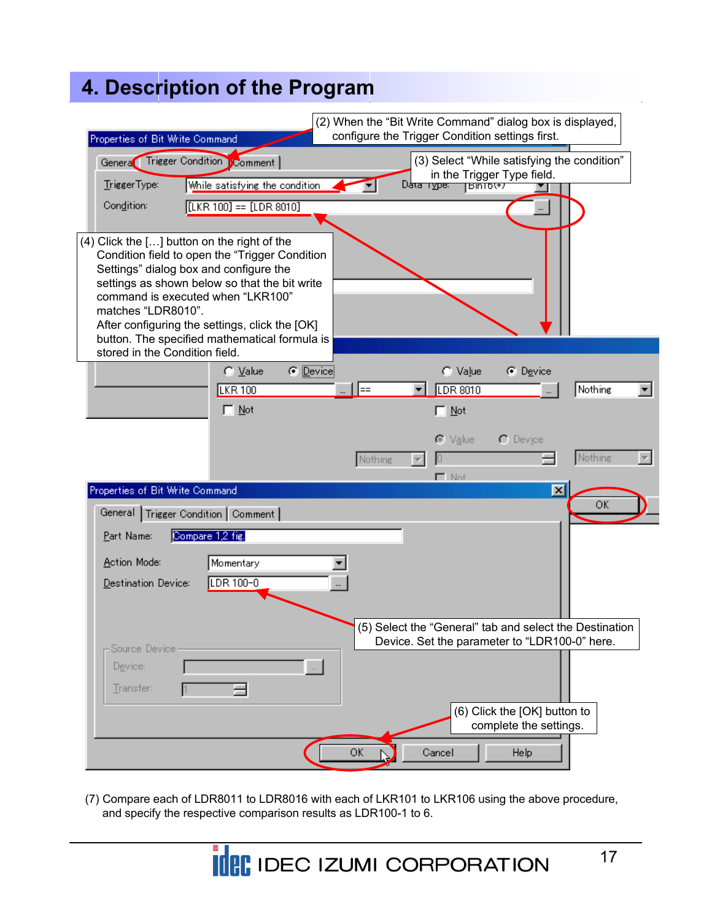# 4. Description of the Program

(2) When the “Bit Write Command” dialog box is displayed, configure the Trigger Condition settings first.

(3) Select “While satisfying the condition” in the Trigger Type field.

(4) Click the […] button on the right of the Condition field to open the “Trigger Condition Settings” dialog box and configure the settings as shown below so that the bit write command is executed when “LKR100” matches “LDR8010”.
After configuring the settings, click the [OK] button. The specified mathematical formula is stored in the Condition field.

(5) Select the “General” tab and select the Destination Device. Set the parameter to “LDR100-0” here.

(6) Click the [OK] button to complete the settings.

(7) Compare each of LDR8011 to LDR8016 with each of LKR101 to LKR106 using the above procedure, and specify the respective comparison results as LDR100-1 to 6.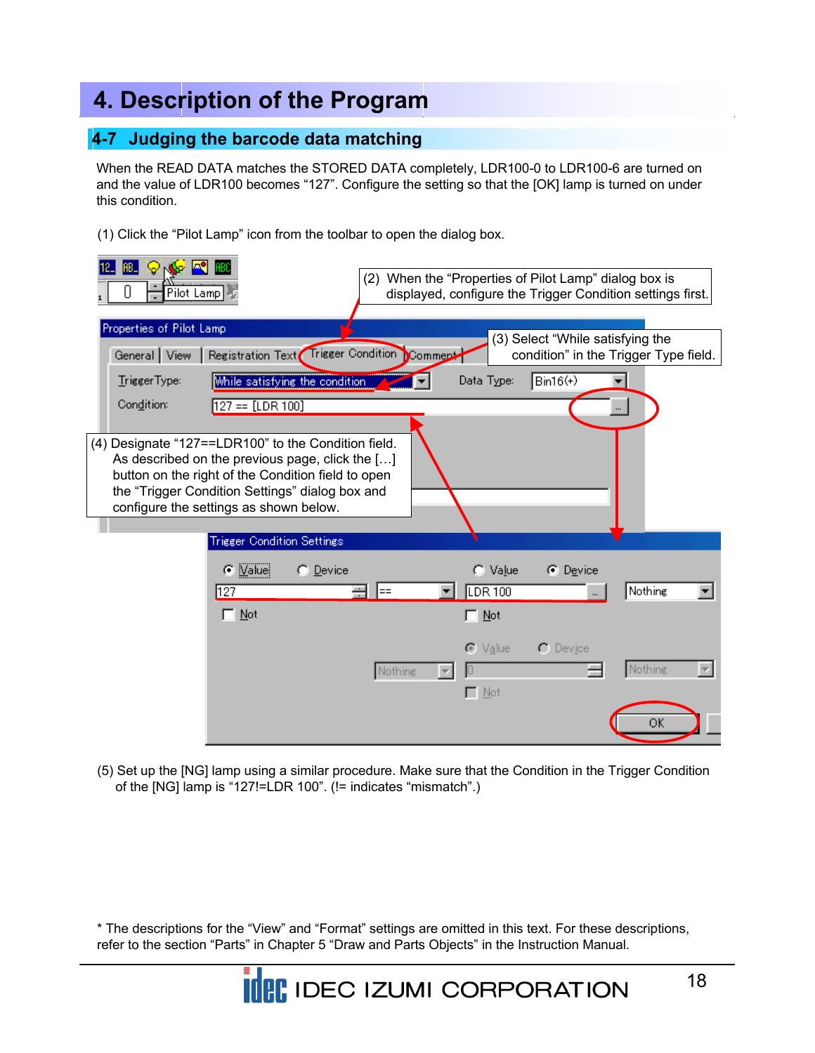# 4. Description of the Program

## 4-7 Judging the barcode data matching

When the READ DATA matches the STORED DATA completely, LDR100-0 to LDR100-6 are turned on and the value of LDR100 becomes "127". Configure the setting so that the [OK] lamp is turned on under this condition.

(1) Click the "Pilot Lamp" icon from the toolbar to open the dialog box.

(2) When the "Properties of Pilot Lamp" dialog box is displayed, configure the Trigger Condition settings first.

(3) Select "While satisfying the condition" in the Trigger Type field.

(4) Designate "127==LDR100" to the Condition field. As described on the previous page, click the […] button on the right of the Condition field to open the "Trigger Condition Settings" dialog box and configure the settings as shown below.

(5) Set up the [NG] lamp using a similar procedure. Make sure that the Condition in the Trigger Condition of the [NG] lamp is "127!=LDR 100". (!= indicates "mismatch".)

* The descriptions for the "View" and "Format" settings are omitted in this text. For these descriptions, refer to the section "Parts" in Chapter 5 "Draw and Parts Objects" in the Instruction Manual.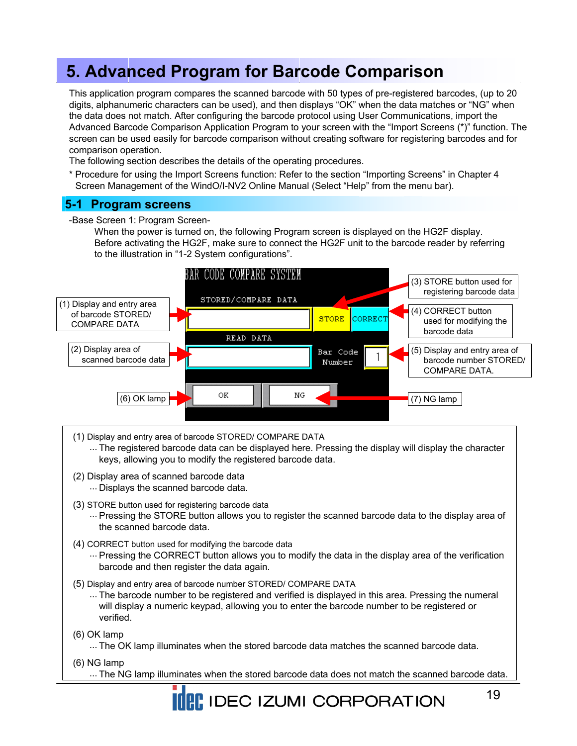# 5. Advanced Program for Barcode Comparison

This application program compares the scanned barcode with 50 types of pre-registered barcodes, (up to 20 digits, alphanumeric characters can be used), and then displays "OK" when the data matches or "NG" when the data does not match. After configuring the barcode protocol using User Communications, import the Advanced Barcode Comparison Application Program to your screen with the "Import Screens (*)" function. The screen can be used easily for barcode comparison without creating software for registering barcodes and for comparison operation.
The following section describes the details of the operating procedures.

\* Procedure for using the Import Screens function: Refer to the section "Importing Screens" in Chapter 4 Screen Management of the WindO/I-NV2 Online Manual (Select "Help" from the menu bar).

## 5-1 Program screens

-Base Screen 1: Program Screen-

When the power is turned on, the following Program screen is displayed on the HG2F display.
Before activating the HG2F, make sure to connect the HG2F unit to the barcode reader by referring to the illustration in "1-2 System configurations".

BAR CODE COMPARE SYSTEM

STORED/COMPARE DATA — STORE — CORRECT

READ DATA — Bar Code Number — 1

OK — NG

(1) Display and entry area of barcode STORED/ COMPARE DATA
(2) Display area of scanned barcode data
(3) STORE button used for registering barcode data
(4) CORRECT button used for modifying the barcode data
(5) Display and entry area of barcode number STORED/ COMPARE DATA.
(6) OK lamp
(7) NG lamp

(1) Display and entry area of barcode STORED/ COMPARE DATA
… The registered barcode data can be displayed here. Pressing the display will display the character keys, allowing you to modify the registered barcode data.

(2) Display area of scanned barcode data
… Displays the scanned barcode data.

(3) STORE button used for registering barcode data
… Pressing the STORE button allows you to register the scanned barcode data to the display area of the scanned barcode data.

(4) CORRECT button used for modifying the barcode data
… Pressing the CORRECT button allows you to modify the data in the display area of the verification barcode and then register the data again.

(5) Display and entry area of barcode number STORED/ COMPARE DATA
… The barcode number to be registered and verified is displayed in this area. Pressing the numeral will display a numeric keypad, allowing you to enter the barcode number to be registered or verified.

(6) OK lamp
… The OK lamp illuminates when the stored barcode data matches the scanned barcode data.

(6) NG lamp
… The NG lamp illuminates when the stored barcode data does not match the scanned barcode data.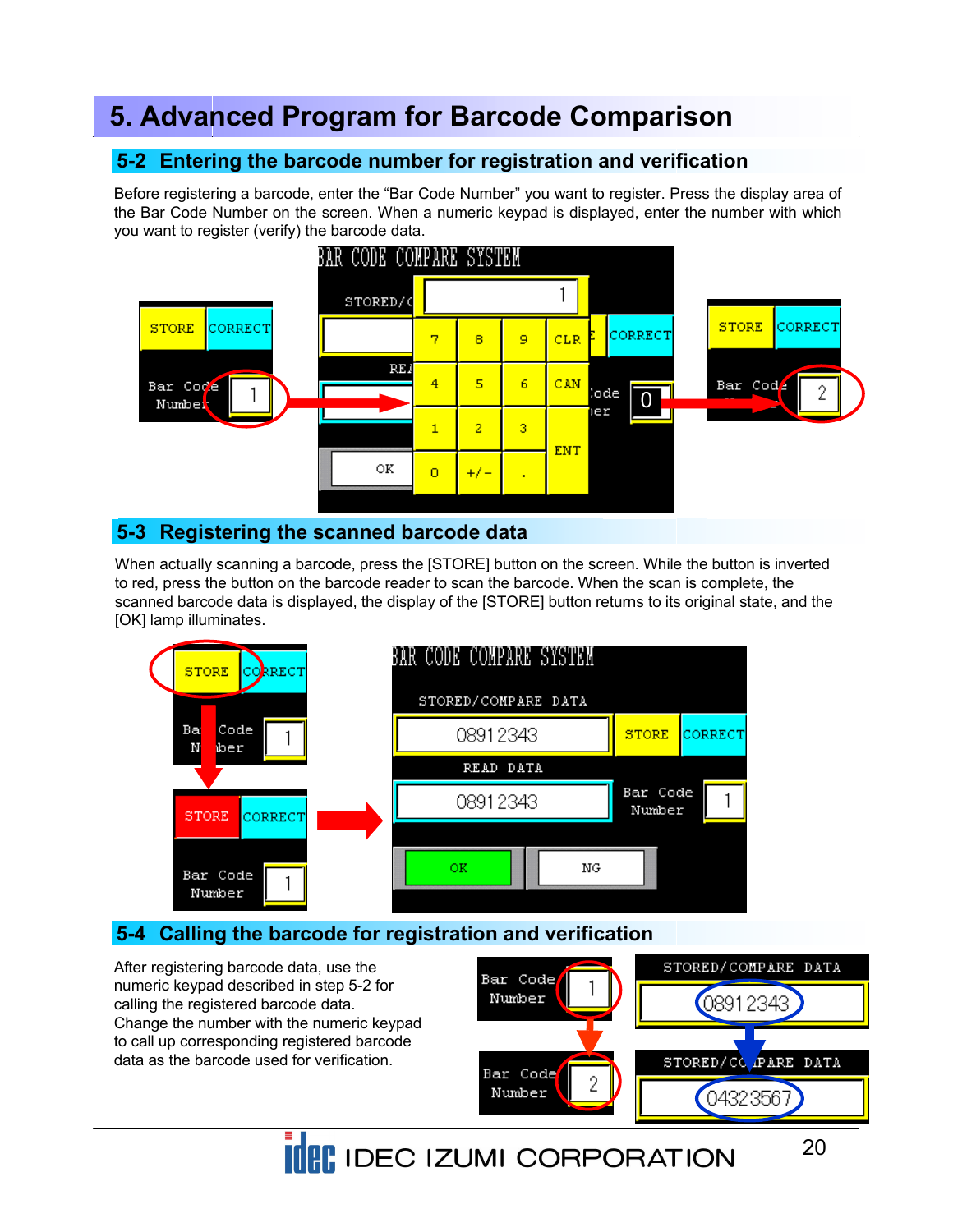# 5. Advanced Program for Barcode Comparison

## 5-2 Entering the barcode number for registration and verification

Before registering a barcode, enter the "Bar Code Number" you want to register. Press the display area of the Bar Code Number on the screen. When a numeric keypad is displayed, enter the number with which you want to register (verify) the barcode data.

## 5-3 Registering the scanned barcode data

When actually scanning a barcode, press the [STORE] button on the screen. While the button is inverted to red, press the button on the barcode reader to scan the barcode. When the scan is complete, the scanned barcode data is displayed, the display of the [STORE] button returns to its original state, and the [OK] lamp illuminates.

## 5-4 Calling the barcode for registration and verification

After registering barcode data, use the numeric keypad described in step 5-2 for calling the registered barcode data.
Change the number with the numeric keypad to call up corresponding registered barcode data as the barcode used for verification.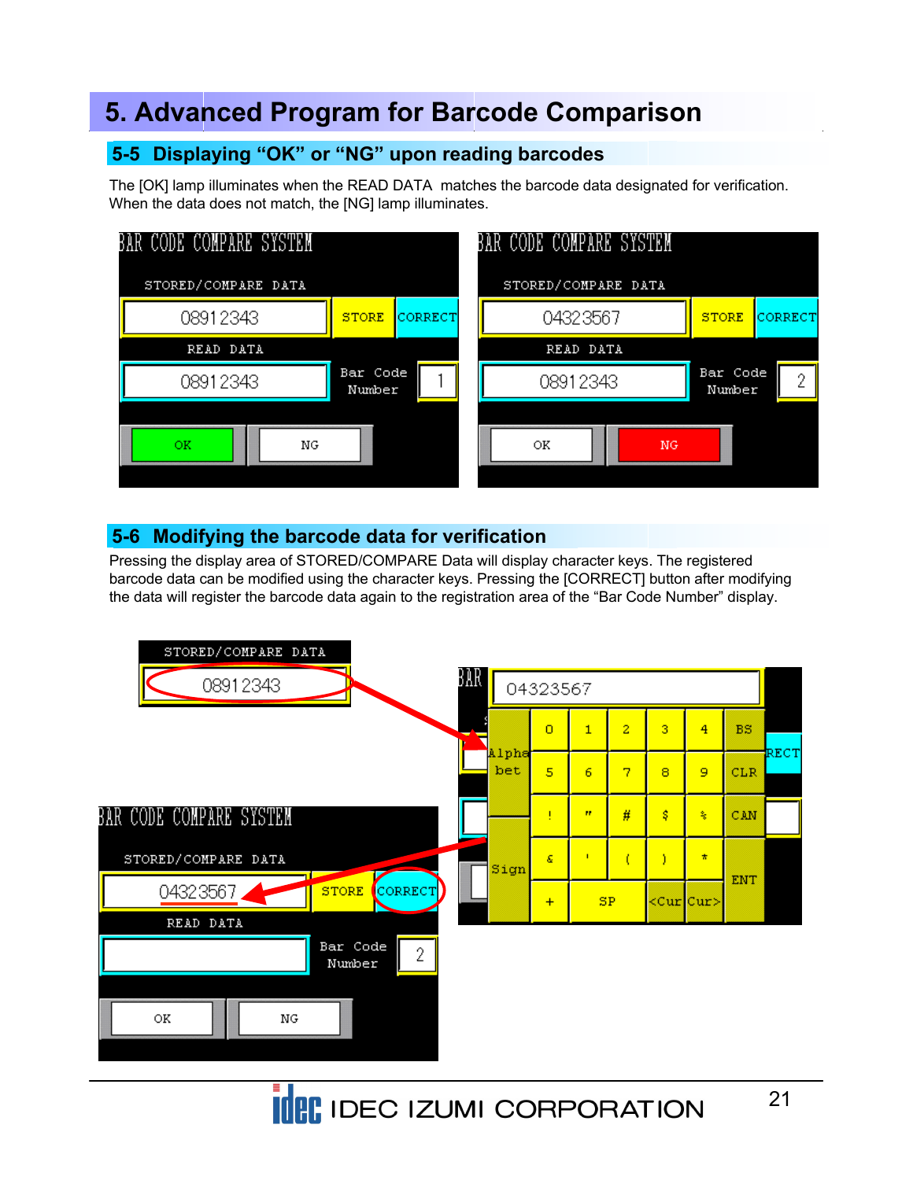# 5. Advanced Program for Barcode Comparison

## 5-5 Displaying “OK” or “NG” upon reading barcodes

The [OK] lamp illuminates when the READ DATA matches the barcode data designated for verification. When the data does not match, the [NG] lamp illuminates.

## 5-6 Modifying the barcode data for verification

Pressing the display area of STORED/COMPARE Data will display character keys. The registered barcode data can be modified using the character keys. Pressing the [CORRECT] button after modifying the data will register the barcode data again to the registration area of the “Bar Code Number” display.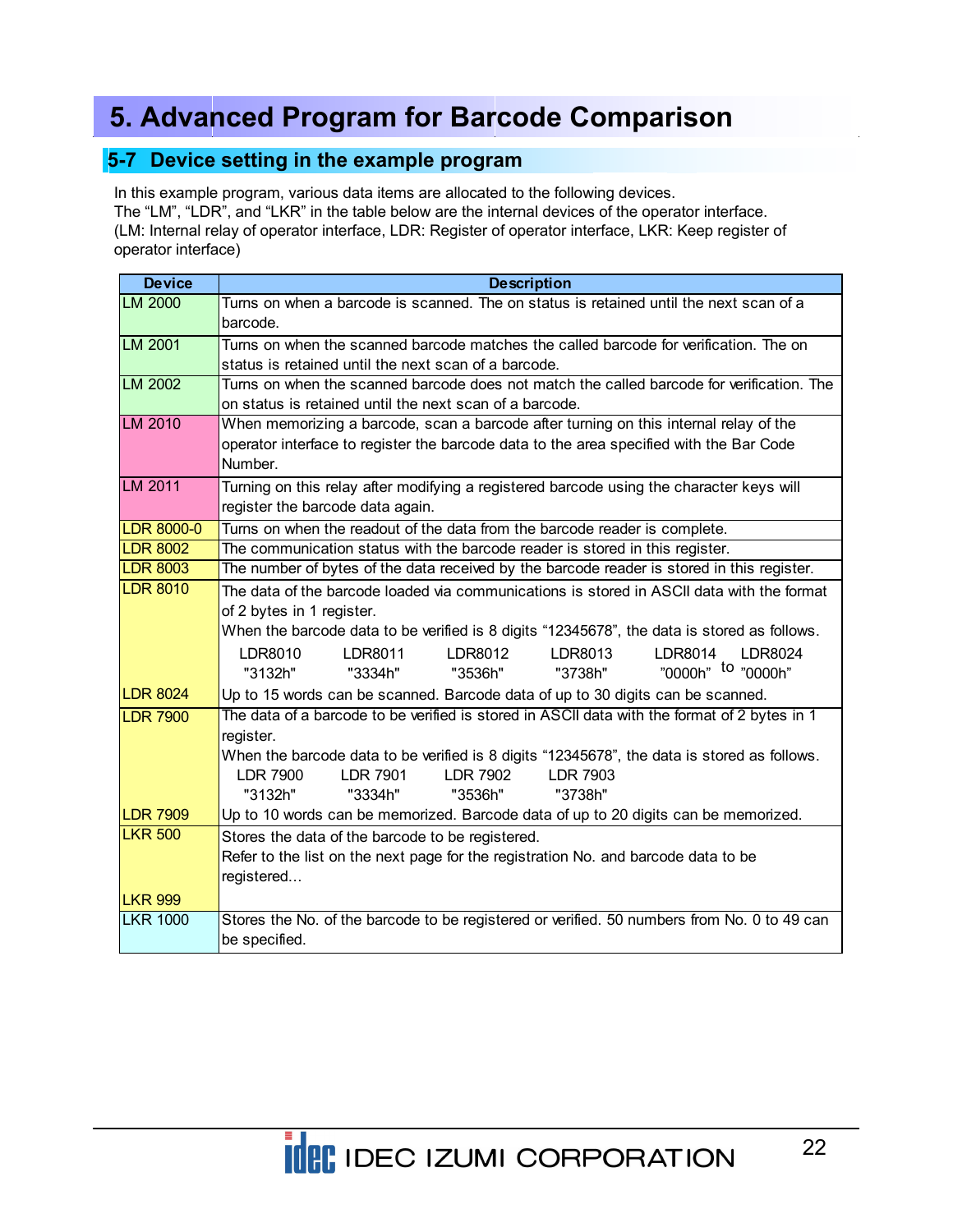# 5. Advanced Program for Barcode Comparison

## 5-7 Device setting in the example program

In this example program, various data items are allocated to the following devices.
The “LM”, “LDR”, and “LKR” in the table below are the internal devices of the operator interface.
(LM: Internal relay of operator interface, LDR: Register of operator interface, LKR: Keep register of operator interface)

| Device | Description |
|---|---|
| LM 2000 | Turns on when a barcode is scanned. The on status is retained until the next scan of a barcode. |
| LM 2001 | Turns on when the scanned barcode matches the called barcode for verification. The on status is retained until the next scan of a barcode. |
| LM 2002 | Turns on when the scanned barcode does not match the called barcode for verification. The on status is retained until the next scan of a barcode. |
| LM 2010 | When memorizing a barcode, scan a barcode after turning on this internal relay of the operator interface to register the barcode data to the area specified with the Bar Code Number. |
| LM 2011 | Turning on this relay after modifying a registered barcode using the character keys will register the barcode data again. |
| LDR 8000-0 | Turns on when the readout of the data from the barcode reader is complete. |
| LDR 8002 | The communication status with the barcode reader is stored in this register. |
| LDR 8003 | The number of bytes of the data received by the barcode reader is stored in this register. |
| LDR 8010 ～ LDR 8024 | The data of the barcode loaded via communications is stored in ASCII data with the format of 2 bytes in 1 register.<br>When the barcode data to be verified is 8 digits “12345678”, the data is stored as follows.<br>LDR8010 "3132h", LDR8011 "3334h", LDR8012 "3536h", LDR8013 "3738h", LDR8014 "0000h" to LDR8024 "0000h"<br>Up to 15 words can be scanned. Barcode data of up to 30 digits can be scanned. |
| LDR 7900 ～ LDR 7909 | The data of a barcode to be verified is stored in ASCII data with the format of 2 bytes in 1 register.<br>When the barcode data to be verified is 8 digits “12345678”, the data is stored as follows.<br>LDR 7900 "3132h", LDR 7901 "3334h", LDR 7902 "3536h", LDR 7903 "3738h"<br>Up to 10 words can be memorized. Barcode data of up to 20 digits can be memorized. |
| LKR 500 ～ LKR 999 | Stores the data of the barcode to be registered.<br>Refer to the list on the next page for the registration No. and barcode data to be registered… |
| LKR 1000 | Stores the No. of the barcode to be registered or verified. 50 numbers from No. 0 to 49 can be specified. |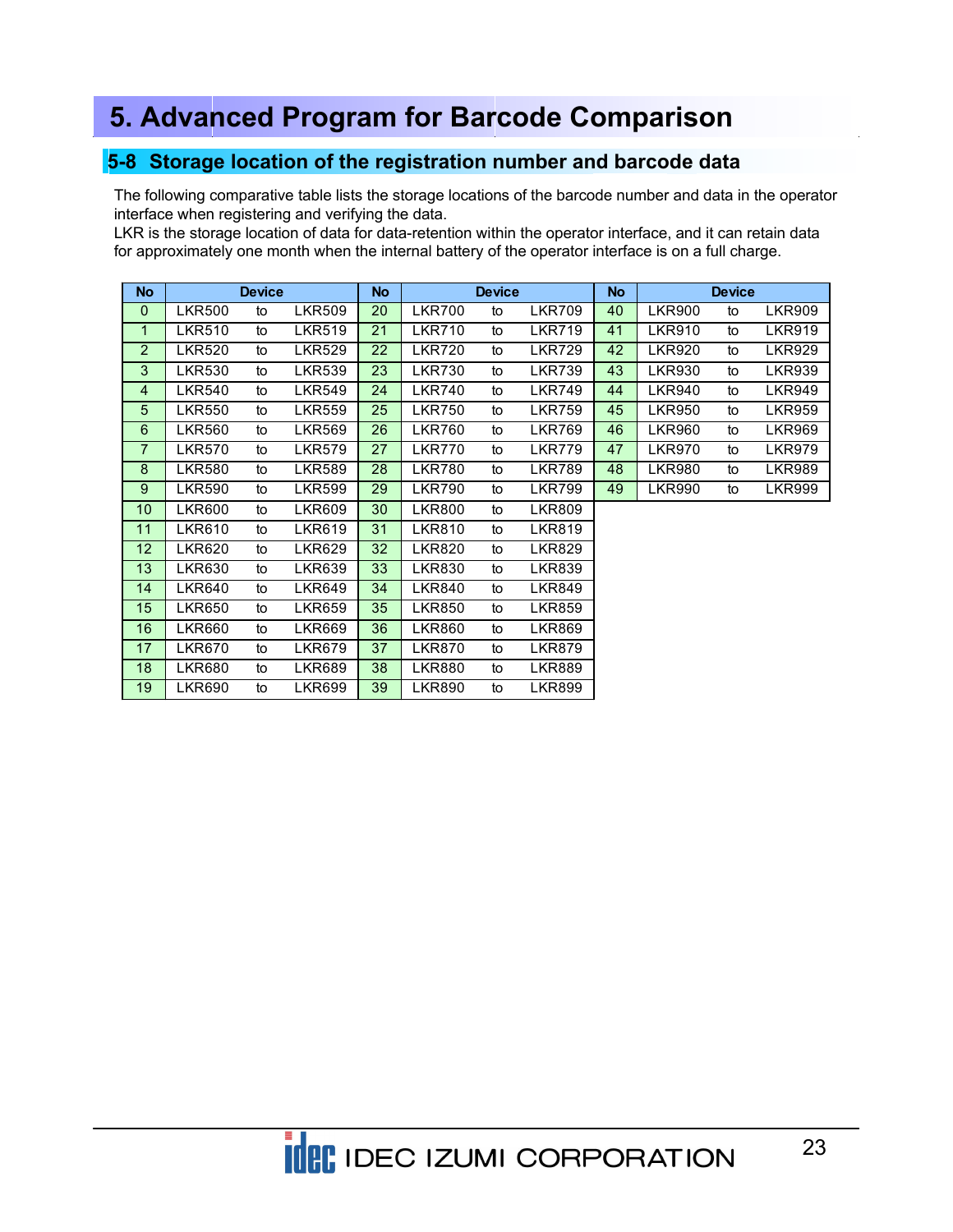# 5. Advanced Program for Barcode Comparison

## 5-8 Storage location of the registration number and barcode data

The following comparative table lists the storage locations of the barcode number and data in the operator interface when registering and verifying the data.
LKR is the storage location of data for data-retention within the operator interface, and it can retain data for approximately one month when the internal battery of the operator interface is on a full charge.

| No | Device | | | No | Device | | | No | Device | | |
|---|---|---|---|---|---|---|---|---|---|---|---|
| 0 | LKR500 | to | LKR509 | 20 | LKR700 | to | LKR709 | 40 | LKR900 | to | LKR909 |
| 1 | LKR510 | to | LKR519 | 21 | LKR710 | to | LKR719 | 41 | LKR910 | to | LKR919 |
| 2 | LKR520 | to | LKR529 | 22 | LKR720 | to | LKR729 | 42 | LKR920 | to | LKR929 |
| 3 | LKR530 | to | LKR539 | 23 | LKR730 | to | LKR739 | 43 | LKR930 | to | LKR939 |
| 4 | LKR540 | to | LKR549 | 24 | LKR740 | to | LKR749 | 44 | LKR940 | to | LKR949 |
| 5 | LKR550 | to | LKR559 | 25 | LKR750 | to | LKR759 | 45 | LKR950 | to | LKR959 |
| 6 | LKR560 | to | LKR569 | 26 | LKR760 | to | LKR769 | 46 | LKR960 | to | LKR969 |
| 7 | LKR570 | to | LKR579 | 27 | LKR770 | to | LKR779 | 47 | LKR970 | to | LKR979 |
| 8 | LKR580 | to | LKR589 | 28 | LKR780 | to | LKR789 | 48 | LKR980 | to | LKR989 |
| 9 | LKR590 | to | LKR599 | 29 | LKR790 | to | LKR799 | 49 | LKR990 | to | LKR999 |
| 10 | LKR600 | to | LKR609 | 30 | LKR800 | to | LKR809 | | | | |
| 11 | LKR610 | to | LKR619 | 31 | LKR810 | to | LKR819 | | | | |
| 12 | LKR620 | to | LKR629 | 32 | LKR820 | to | LKR829 | | | | |
| 13 | LKR630 | to | LKR639 | 33 | LKR830 | to | LKR839 | | | | |
| 14 | LKR640 | to | LKR649 | 34 | LKR840 | to | LKR849 | | | | |
| 15 | LKR650 | to | LKR659 | 35 | LKR850 | to | LKR859 | | | | |
| 16 | LKR660 | to | LKR669 | 36 | LKR860 | to | LKR869 | | | | |
| 17 | LKR670 | to | LKR679 | 37 | LKR870 | to | LKR879 | | | | |
| 18 | LKR680 | to | LKR689 | 38 | LKR880 | to | LKR889 | | | | |
| 19 | LKR690 | to | LKR699 | 39 | LKR890 | to | LKR899 | | | | |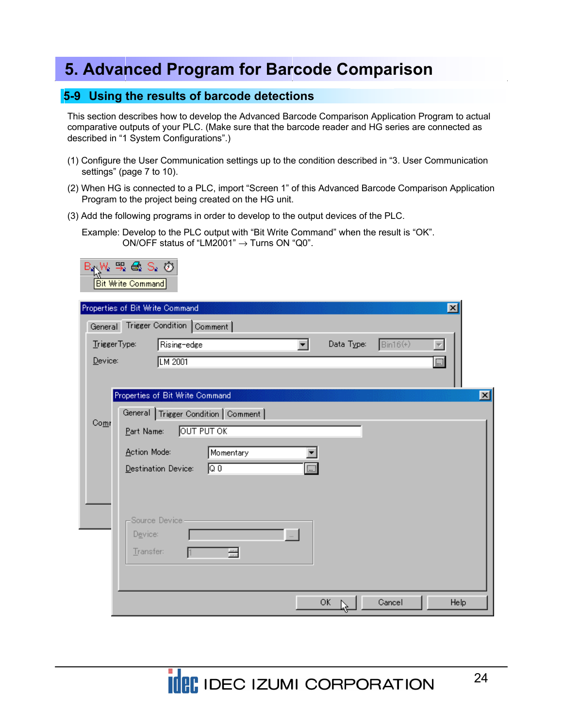# 5. Advanced Program for Barcode Comparison

## 5-9 Using the results of barcode detections

This section describes how to develop the Advanced Barcode Comparison Application Program to actual comparative outputs of your PLC. (Make sure that the barcode reader and HG series are connected as described in "1 System Configurations".)

(1) Configure the User Communication settings up to the condition described in "3. User Communication settings" (page 7 to 10).

(2) When HG is connected to a PLC, import "Screen 1" of this Advanced Barcode Comparison Application Program to the project being created on the HG unit.

(3) Add the following programs in order to develop to the output devices of the PLC.

Example: Develop to the PLC output with "Bit Write Command" when the result is "OK".
ON/OFF status of "LM2001" → Turns ON "Q0".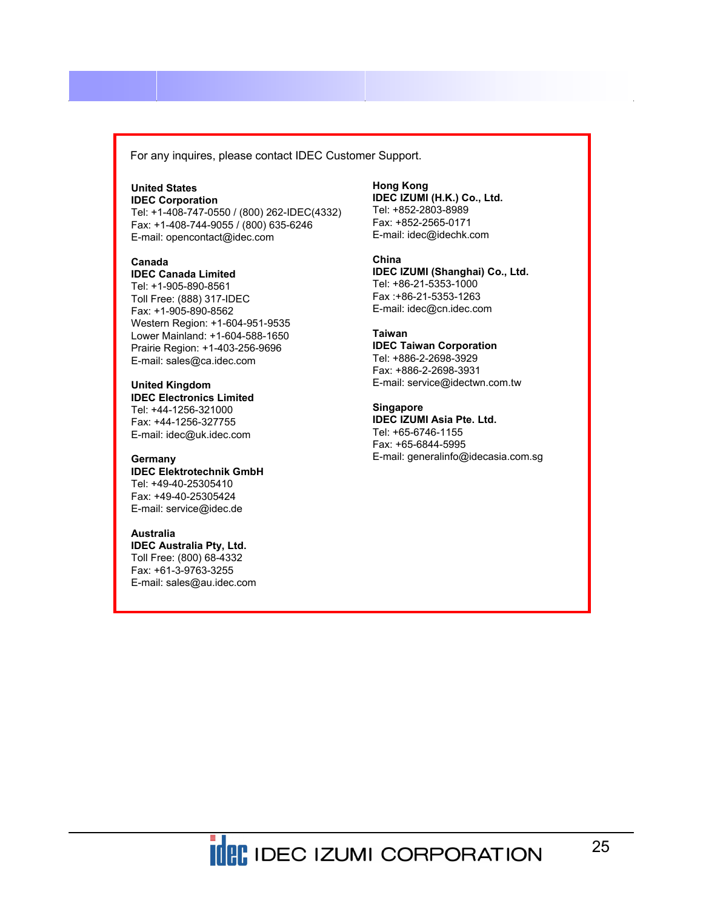For any inquires, please contact IDEC Customer Support.

**United States**
**IDEC Corporation**
Tel: +1-408-747-0550 / (800) 262-IDEC(4332)
Fax: +1-408-744-9055 / (800) 635-6246
E-mail: opencontact@idec.com

**Canada**
**IDEC Canada Limited**
Tel: +1-905-890-8561
Toll Free: (888) 317-IDEC
Fax: +1-905-890-8562
Western Region: +1-604-951-9535
Lower Mainland: +1-604-588-1650
Prairie Region: +1-403-256-9696
E-mail: sales@ca.idec.com

**United Kingdom**
**IDEC Electronics Limited**
Tel: +44-1256-321000
Fax: +44-1256-327755
E-mail: idec@uk.idec.com

**Germany**
**IDEC Elektrotechnik GmbH**
Tel: +49-40-25305410
Fax: +49-40-25305424
E-mail: service@idec.de

**Australia**
**IDEC Australia Pty, Ltd.**
Toll Free: (800) 68-4332
Fax: +61-3-9763-3255
E-mail: sales@au.idec.com

**Hong Kong**
**IDEC IZUMI (H.K.) Co., Ltd.**
Tel: +852-2803-8989
Fax: +852-2565-0171
E-mail: idec@idechk.com

**China**
**IDEC IZUMI (Shanghai) Co., Ltd.**
Tel: +86-21-5353-1000
Fax :+86-21-5353-1263
E-mail: idec@cn.idec.com

**Taiwan**
**IDEC Taiwan Corporation**
Tel: +886-2-2698-3929
Fax: +886-2-2698-3931
E-mail: service@idectwn.com.tw

**Singapore**
**IDEC IZUMI Asia Pte. Ltd.**
Tel: +65-6746-1155
Fax: +65-6844-5995
E-mail: generalinfo@idecasia.com.sg